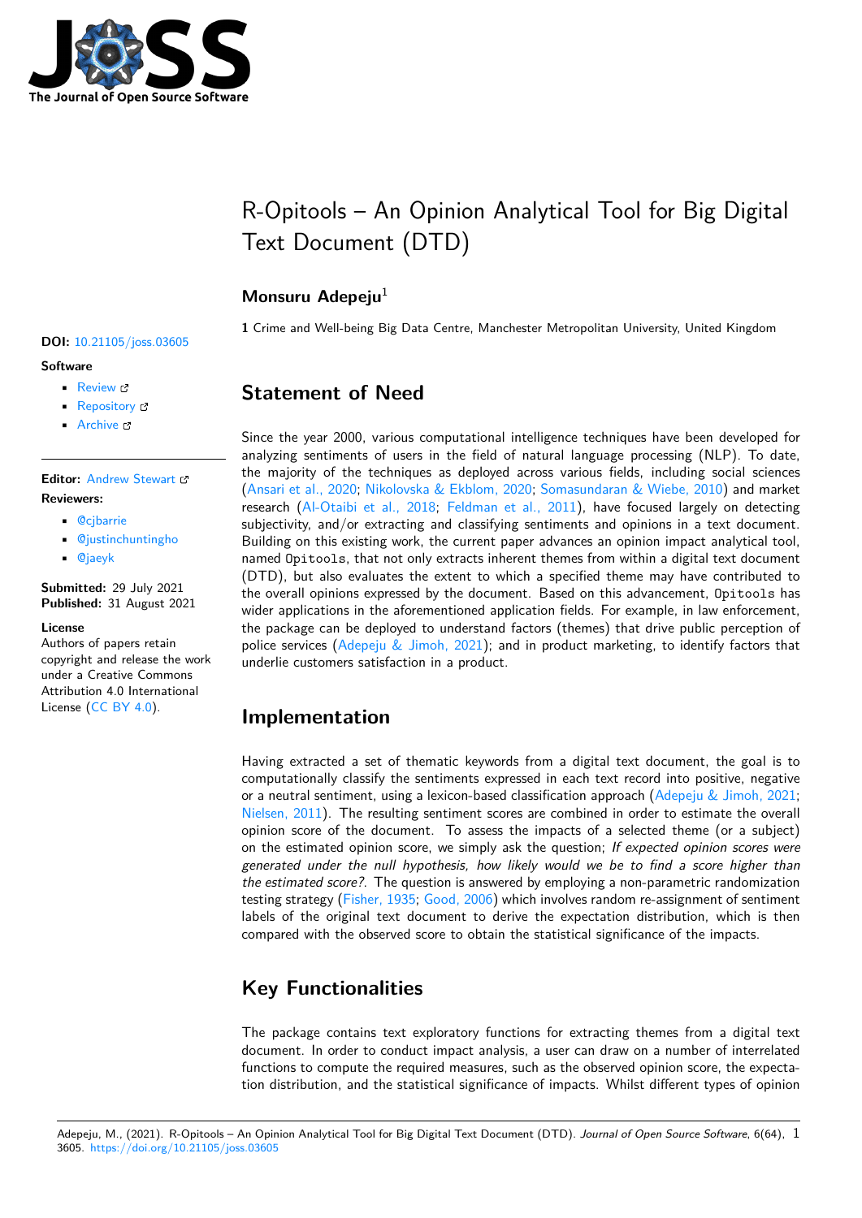# R-Opitools – An Opinion Analytical Tool for Big Digital Text Document (DTD)

**Monsuru Adepeju**[1]

**1** Crime and Well-being Big Data Centre, Manchester Metropolitan University, United Kingdom

**DOI:** 10.21105/joss.03605

**Software**

- Review
- Repository
- Archive

**Editor:** Andrew Stewart

**Reviewers:**

- @cjbarrie
- @justinchuntingho
- @jaeyk

**Submitted:** 29 July 2021
**Published:** 31 August 2021

**License**
Authors of papers retain copyright and release the work under a Creative Commons Attribution 4.0 International License (CC BY 4.0).

## Statement of Need

Since the year 2000, various computational intelligence techniques have been developed for analyzing sentiments of users in the field of natural language processing (NLP). To date, the majority of the techniques as deployed across various fields, including social sciences (Ansari et al., 2020; Nikolovska & Ekblom, 2020; Somasundaran & Wiebe, 2010) and market research (Al-Otaibi et al., 2018; Feldman et al., 2011), have focused largely on detecting subjectivity, and/or extracting and classifying sentiments and opinions in a text document. Building on this existing work, the current paper advances an opinion impact analytical tool, named `Opitools`, that not only extracts inherent themes from within a digital text document (DTD), but also evaluates the extent to which a specified theme may have contributed to the overall opinions expressed by the document. Based on this advancement, `Opitools` has wider applications in the aforementioned application fields. For example, in law enforcement, the package can be deployed to understand factors (themes) that drive public perception of police services (Adepeju & Jimoh, 2021); and in product marketing, to identify factors that underlie customers satisfaction in a product.

## Implementation

Having extracted a set of thematic keywords from a digital text document, the goal is to computationally classify the sentiments expressed in each text record into positive, negative or a neutral sentiment, using a lexicon-based classification approach (Adepeju & Jimoh, 2021; Nielsen, 2011). The resulting sentiment scores are combined in order to estimate the overall opinion score of the document. To assess the impacts of a selected theme (or a subject) on the estimated opinion score, we simply ask the question; *If expected opinion scores were generated under the null hypothesis, how likely would we be to find a score higher than the estimated score?*. The question is answered by employing a non-parametric randomization testing strategy (Fisher, 1935; Good, 2006) which involves random re-assignment of sentiment labels of the original text document to derive the expectation distribution, which is then compared with the observed score to obtain the statistical significance of the impacts.

## Key Functionalities

The package contains text exploratory functions for extracting themes from a digital text document. In order to conduct impact analysis, a user can draw on a number of interrelated functions to compute the required measures, such as the observed opinion score, the expectation distribution, and the statistical significance of impacts. Whilst different types of opinion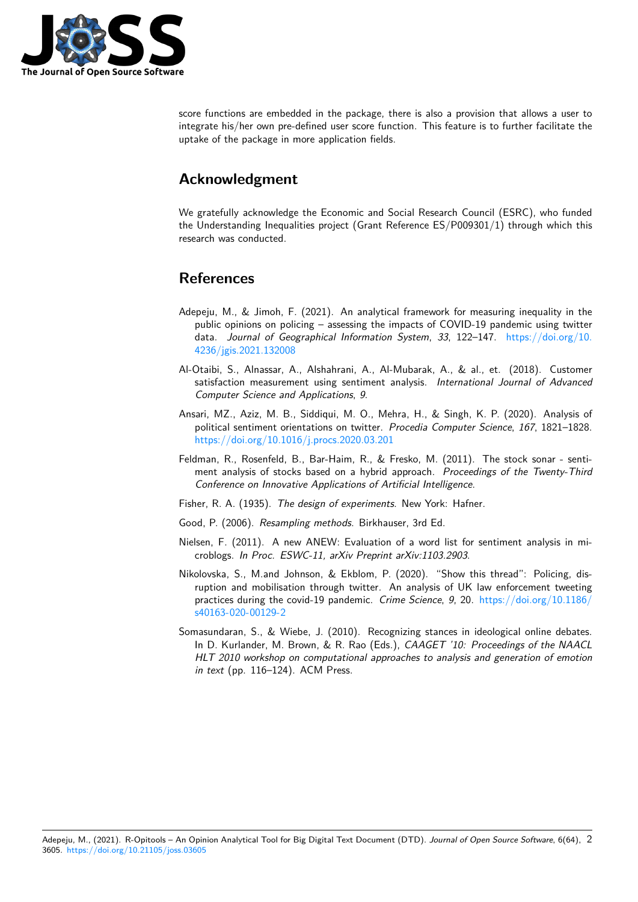score functions are embedded in the package, there is also a provision that allows a user to integrate his/her own pre-defined user score function. This feature is to further facilitate the uptake of the package in more application fields.

# Acknowledgment

We gratefully acknowledge the Economic and Social Research Council (ESRC), who funded the Understanding Inequalities project (Grant Reference ES/P009301/1) through which this research was conducted.

# References

Adepeju, M., & Jimoh, F. (2021). An analytical framework for measuring inequality in the public opinions on policing – assessing the impacts of COVID-19 pandemic using twitter data. *Journal of Geographical Information System*, *33*, 122–147. https://doi.org/10.4236/jgis.2021.132008

Al-Otaibi, S., Alnassar, A., Alshahrani, A., Al-Mubarak, A., & al., et. (2018). Customer satisfaction measurement using sentiment analysis. *International Journal of Advanced Computer Science and Applications*, *9*.

Ansari, MZ., Aziz, M. B., Siddiqui, M. O., Mehra, H., & Singh, K. P. (2020). Analysis of political sentiment orientations on twitter. *Procedia Computer Science*, *167*, 1821–1828. https://doi.org/10.1016/j.procs.2020.03.201

Feldman, R., Rosenfeld, B., Bar-Haim, R., & Fresko, M. (2011). The stock sonar - sentiment analysis of stocks based on a hybrid approach. *Proceedings of the Twenty-Third Conference on Innovative Applications of Artificial Intelligence*.

Fisher, R. A. (1935). *The design of experiments*. New York: Hafner.

Good, P. (2006). *Resampling methods*. Birkhauser, 3rd Ed.

Nielsen, F. (2011). A new ANEW: Evaluation of a word list for sentiment analysis in microblogs. *In Proc. ESWC-11, arXiv Preprint arXiv:1103.2903*.

Nikolovska, S., M.and Johnson, & Ekblom, P. (2020). "Show this thread": Policing, disruption and mobilisation through twitter. An analysis of UK law enforcement tweeting practices during the covid-19 pandemic. *Crime Science*, *9*, 20. https://doi.org/10.1186/s40163-020-00129-2

Somasundaran, S., & Wiebe, J. (2010). Recognizing stances in ideological online debates. In D. Kurlander, M. Brown, & R. Rao (Eds.), *CAAGET '10: Proceedings of the NAACL HLT 2010 workshop on computational approaches to analysis and generation of emotion in text* (pp. 116–124). ACM Press.